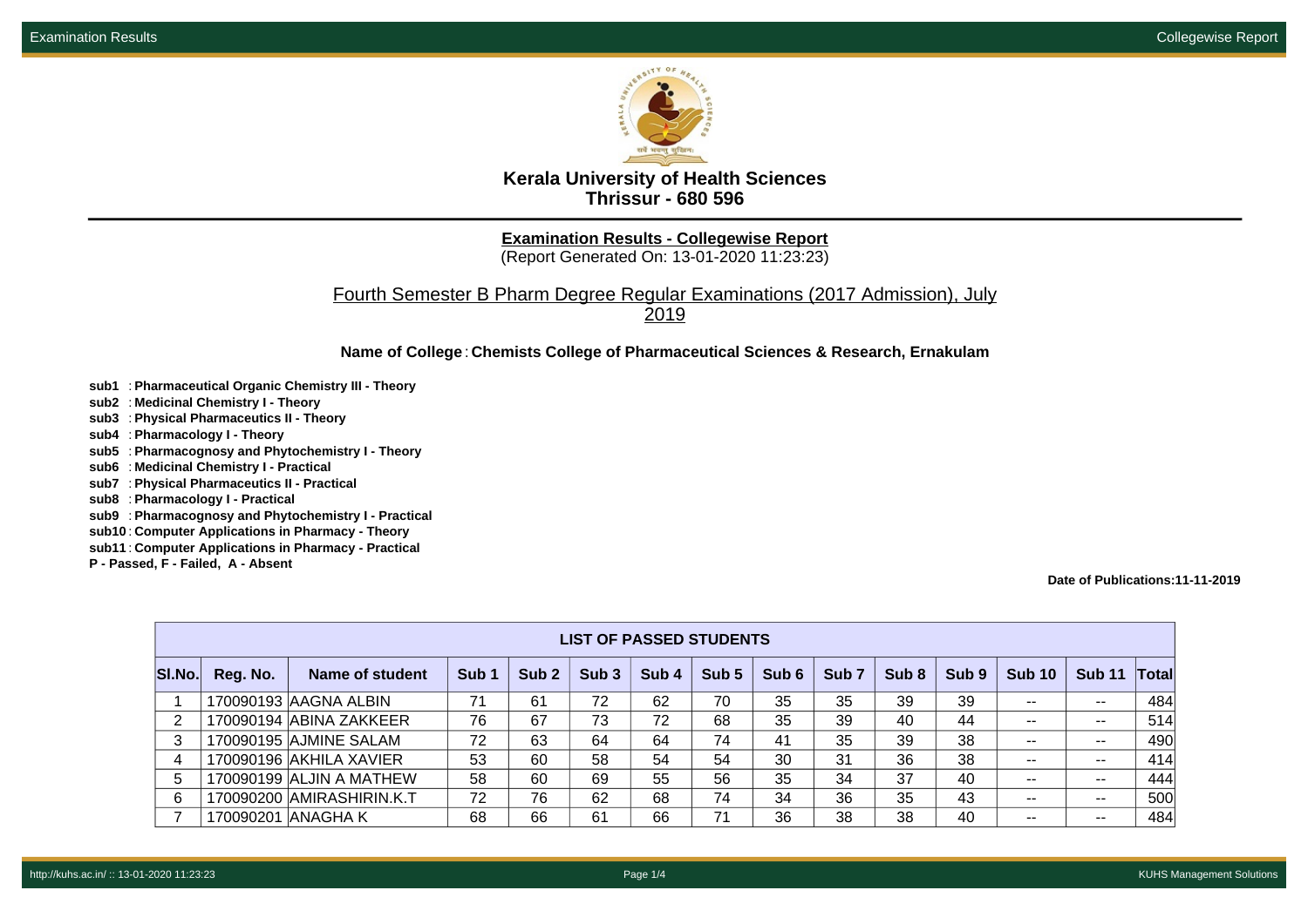# Kerala University of Health Sciences
## Thrissur - 680 596

**Examination Results - Collegewise Report**
(Report Generated On: 13-01-2020 11:23:23)

Fourth Semester B Pharm Degree Regular Examinations (2017 Admission), July 2019

**Name of College** : **Chemists College of Pharmaceutical Sciences & Research, Ernakulam**

**sub1** : **Pharmaceutical Organic Chemistry III - Theory**
**sub2** : **Medicinal Chemistry I - Theory**
**sub3** : **Physical Pharmaceutics II - Theory**
**sub4** : **Pharmacology I - Theory**
**sub5** : **Pharmacognosy and Phytochemistry I - Theory**
**sub6** : **Medicinal Chemistry I - Practical**
**sub7** : **Physical Pharmaceutics II - Practical**
**sub8** : **Pharmacology I - Practical**
**sub9** : **Pharmacognosy and Phytochemistry I - Practical**
**sub10** : **Computer Applications in Pharmacy - Theory**
**sub11** : **Computer Applications in Pharmacy - Practical**
**P - Passed, F - Failed, A - Absent**

**Date of Publications:11-11-2019**

| LIST OF PASSED STUDENTS | | | | | | | | | | | | | | |
|---|---|---|---|---|---|---|---|---|---|---|---|---|---|---|
| Sl.No. | Reg. No. | Name of student | Sub 1 | Sub 2 | Sub 3 | Sub 4 | Sub 5 | Sub 6 | Sub 7 | Sub 8 | Sub 9 | Sub 10 | Sub 11 | Total |
| 1 | 170090193 | AAGNA ALBIN | 71 | 61 | 72 | 62 | 70 | 35 | 35 | 39 | 39 | -- | -- | 484 |
| 2 | 170090194 | ABINA ZAKKEER | 76 | 67 | 73 | 72 | 68 | 35 | 39 | 40 | 44 | -- | -- | 514 |
| 3 | 170090195 | AJMINE SALAM | 72 | 63 | 64 | 64 | 74 | 41 | 35 | 39 | 38 | -- | -- | 490 |
| 4 | 170090196 | AKHILA XAVIER | 53 | 60 | 58 | 54 | 54 | 30 | 31 | 36 | 38 | -- | -- | 414 |
| 5 | 170090199 | ALJIN A MATHEW | 58 | 60 | 69 | 55 | 56 | 35 | 34 | 37 | 40 | -- | -- | 444 |
| 6 | 170090200 | AMIRASHIRIN.K.T | 72 | 76 | 62 | 68 | 74 | 34 | 36 | 35 | 43 | -- | -- | 500 |
| 7 | 170090201 | ANAGHA K | 68 | 66 | 61 | 66 | 71 | 36 | 38 | 38 | 40 | -- | -- | 484 |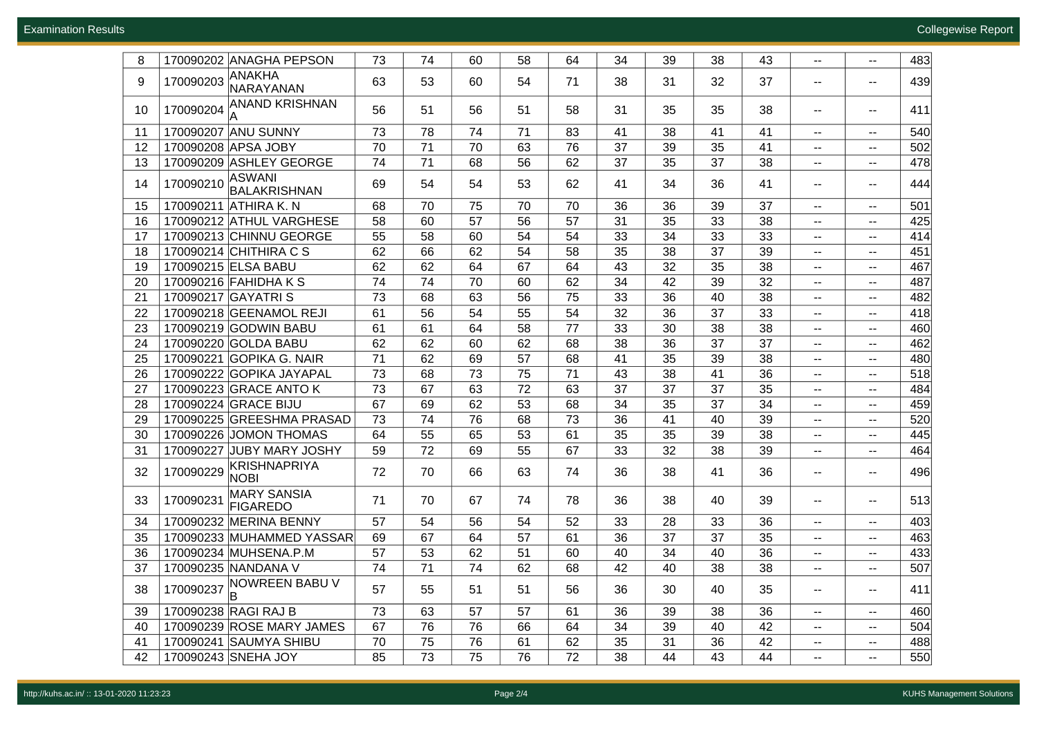| | | | | | | | | | | | | | |
|---|---|---|---|---|---|---|---|---|---|---|---|---|---|
| 8 | 170090202 | ANAGHA PEPSON | 73 | 74 | 60 | 58 | 64 | 34 | 39 | 38 | 43 | -- | -- | 483 |
| 9 | 170090203 | ANAKHA NARAYANAN | 63 | 53 | 60 | 54 | 71 | 38 | 31 | 32 | 37 | -- | -- | 439 |
| 10 | 170090204 | ANAND KRISHNAN A | 56 | 51 | 56 | 51 | 58 | 31 | 35 | 35 | 38 | -- | -- | 411 |
| 11 | 170090207 | ANU SUNNY | 73 | 78 | 74 | 71 | 83 | 41 | 38 | 41 | 41 | -- | -- | 540 |
| 12 | 170090208 | APSA JOBY | 70 | 71 | 70 | 63 | 76 | 37 | 39 | 35 | 41 | -- | -- | 502 |
| 13 | 170090209 | ASHLEY GEORGE | 74 | 71 | 68 | 56 | 62 | 37 | 35 | 37 | 38 | -- | -- | 478 |
| 14 | 170090210 | ASWANI BALAKRISHNAN | 69 | 54 | 54 | 53 | 62 | 41 | 34 | 36 | 41 | -- | -- | 444 |
| 15 | 170090211 | ATHIRA K. N | 68 | 70 | 75 | 70 | 70 | 36 | 36 | 39 | 37 | -- | -- | 501 |
| 16 | 170090212 | ATHUL VARGHESE | 58 | 60 | 57 | 56 | 57 | 31 | 35 | 33 | 38 | -- | -- | 425 |
| 17 | 170090213 | CHINNU GEORGE | 55 | 58 | 60 | 54 | 54 | 33 | 34 | 33 | 33 | -- | -- | 414 |
| 18 | 170090214 | CHITHIRA C S | 62 | 66 | 62 | 54 | 58 | 35 | 38 | 37 | 39 | -- | -- | 451 |
| 19 | 170090215 | ELSA BABU | 62 | 62 | 64 | 67 | 64 | 43 | 32 | 35 | 38 | -- | -- | 467 |
| 20 | 170090216 | FAHIDHA K S | 74 | 74 | 70 | 60 | 62 | 34 | 42 | 39 | 32 | -- | -- | 487 |
| 21 | 170090217 | GAYATRI S | 73 | 68 | 63 | 56 | 75 | 33 | 36 | 40 | 38 | -- | -- | 482 |
| 22 | 170090218 | GEENAMOL REJI | 61 | 56 | 54 | 55 | 54 | 32 | 36 | 37 | 33 | -- | -- | 418 |
| 23 | 170090219 | GODWIN BABU | 61 | 61 | 64 | 58 | 77 | 33 | 30 | 38 | 38 | -- | -- | 460 |
| 24 | 170090220 | GOLDA BABU | 62 | 62 | 60 | 62 | 68 | 38 | 36 | 37 | 37 | -- | -- | 462 |
| 25 | 170090221 | GOPIKA G. NAIR | 71 | 62 | 69 | 57 | 68 | 41 | 35 | 39 | 38 | -- | -- | 480 |
| 26 | 170090222 | GOPIKA JAYAPAL | 73 | 68 | 73 | 75 | 71 | 43 | 38 | 41 | 36 | -- | -- | 518 |
| 27 | 170090223 | GRACE ANTO K | 73 | 67 | 63 | 72 | 63 | 37 | 37 | 37 | 35 | -- | -- | 484 |
| 28 | 170090224 | GRACE BIJU | 67 | 69 | 62 | 53 | 68 | 34 | 35 | 37 | 34 | -- | -- | 459 |
| 29 | 170090225 | GREESHMA PRASAD | 73 | 74 | 76 | 68 | 73 | 36 | 41 | 40 | 39 | -- | -- | 520 |
| 30 | 170090226 | JOMON THOMAS | 64 | 55 | 65 | 53 | 61 | 35 | 35 | 39 | 38 | -- | -- | 445 |
| 31 | 170090227 | JUBY MARY JOSHY | 59 | 72 | 69 | 55 | 67 | 33 | 32 | 38 | 39 | -- | -- | 464 |
| 32 | 170090229 | KRISHNAPRIYA NOBI | 72 | 70 | 66 | 63 | 74 | 36 | 38 | 41 | 36 | -- | -- | 496 |
| 33 | 170090231 | MARY SANSIA FIGAREDO | 71 | 70 | 67 | 74 | 78 | 36 | 38 | 40 | 39 | -- | -- | 513 |
| 34 | 170090232 | MERINA BENNY | 57 | 54 | 56 | 54 | 52 | 33 | 28 | 33 | 36 | -- | -- | 403 |
| 35 | 170090233 | MUHAMMED YASSAR | 69 | 67 | 64 | 57 | 61 | 36 | 37 | 37 | 35 | -- | -- | 463 |
| 36 | 170090234 | MUHSENA.P.M | 57 | 53 | 62 | 51 | 60 | 40 | 34 | 40 | 36 | -- | -- | 433 |
| 37 | 170090235 | NANDANA V | 74 | 71 | 74 | 62 | 68 | 42 | 40 | 38 | 38 | -- | -- | 507 |
| 38 | 170090237 | NOWREEN BABU V B | 57 | 55 | 51 | 51 | 56 | 36 | 30 | 40 | 35 | -- | -- | 411 |
| 39 | 170090238 | RAGI RAJ B | 73 | 63 | 57 | 57 | 61 | 36 | 39 | 38 | 36 | -- | -- | 460 |
| 40 | 170090239 | ROSE MARY JAMES | 67 | 76 | 76 | 66 | 64 | 34 | 39 | 40 | 42 | -- | -- | 504 |
| 41 | 170090241 | SAUMYA SHIBU | 70 | 75 | 76 | 61 | 62 | 35 | 31 | 36 | 42 | -- | -- | 488 |
| 42 | 170090243 | SNEHA JOY | 85 | 73 | 75 | 76 | 72 | 38 | 44 | 43 | 44 | -- | -- | 550 |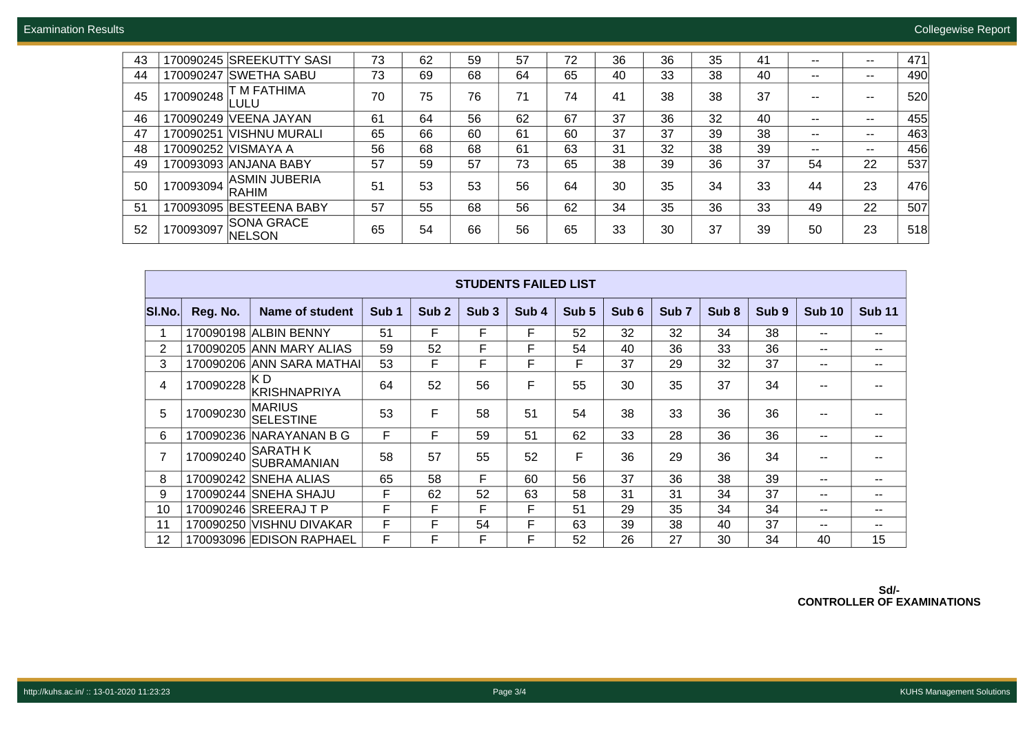| | | | | | | | | | | | | | |
|---|---|---|---|---|---|---|---|---|---|---|---|---|---|
| 43 | 170090245 | SREEKUTTY SASI | 73 | 62 | 59 | 57 | 72 | 36 | 36 | 35 | 41 | -- | -- | 471 |
| 44 | 170090247 | SWETHA SABU | 73 | 69 | 68 | 64 | 65 | 40 | 33 | 38 | 40 | -- | -- | 490 |
| 45 | 170090248 | T M FATHIMA LULU | 70 | 75 | 76 | 71 | 74 | 41 | 38 | 38 | 37 | -- | -- | 520 |
| 46 | 170090249 | VEENA JAYAN | 61 | 64 | 56 | 62 | 67 | 37 | 36 | 32 | 40 | -- | -- | 455 |
| 47 | 170090251 | VISHNU MURALI | 65 | 66 | 60 | 61 | 60 | 37 | 37 | 39 | 38 | -- | -- | 463 |
| 48 | 170090252 | VISMAYA A | 56 | 68 | 68 | 61 | 63 | 31 | 32 | 38 | 39 | -- | -- | 456 |
| 49 | 170093093 | ANJANA BABY | 57 | 59 | 57 | 73 | 65 | 38 | 39 | 36 | 37 | 54 | 22 | 537 |
| 50 | 170093094 | ASMIN JUBERIA RAHIM | 51 | 53 | 53 | 56 | 64 | 30 | 35 | 34 | 33 | 44 | 23 | 476 |
| 51 | 170093095 | BESTEENA BABY | 57 | 55 | 68 | 56 | 62 | 34 | 35 | 36 | 33 | 49 | 22 | 507 |
| 52 | 170093097 | SONA GRACE NELSON | 65 | 54 | 66 | 56 | 65 | 33 | 30 | 37 | 39 | 50 | 23 | 518 |

**STUDENTS FAILED LIST**

| Sl.No. | Reg. No. | Name of student | Sub 1 | Sub 2 | Sub 3 | Sub 4 | Sub 5 | Sub 6 | Sub 7 | Sub 8 | Sub 9 | Sub 10 | Sub 11 |
|---|---|---|---|---|---|---|---|---|---|---|---|---|---|
| 1 | 170090198 | ALBIN BENNY | 51 | F | F | F | 52 | 32 | 32 | 34 | 38 | -- | -- |
| 2 | 170090205 | ANN MARY ALIAS | 59 | 52 | F | F | 54 | 40 | 36 | 33 | 36 | -- | -- |
| 3 | 170090206 | ANN SARA MATHAI | 53 | F | F | F | F | 37 | 29 | 32 | 37 | -- | -- |
| 4 | 170090228 | K D KRISHNAPRIYA | 64 | 52 | 56 | F | 55 | 30 | 35 | 37 | 34 | -- | -- |
| 5 | 170090230 | MARIUS SELESTINE | 53 | F | 58 | 51 | 54 | 38 | 33 | 36 | 36 | -- | -- |
| 6 | 170090236 | NARAYANAN B G | F | F | 59 | 51 | 62 | 33 | 28 | 36 | 36 | -- | -- |
| 7 | 170090240 | SARATH K SUBRAMANIAN | 58 | 57 | 55 | 52 | F | 36 | 29 | 36 | 34 | -- | -- |
| 8 | 170090242 | SNEHA ALIAS | 65 | 58 | F | 60 | 56 | 37 | 36 | 38 | 39 | -- | -- |
| 9 | 170090244 | SNEHA SHAJU | F | 62 | 52 | 63 | 58 | 31 | 31 | 34 | 37 | -- | -- |
| 10 | 170090246 | SREERAJ T P | F | F | F | F | 51 | 29 | 35 | 34 | 34 | -- | -- |
| 11 | 170090250 | VISHNU DIVAKAR | F | F | 54 | F | 63 | 39 | 38 | 40 | 37 | -- | -- |
| 12 | 170093096 | EDISON RAPHAEL | F | F | F | F | 52 | 26 | 27 | 30 | 34 | 40 | 15 |

**Sd/-**
**CONTROLLER OF EXAMINATIONS**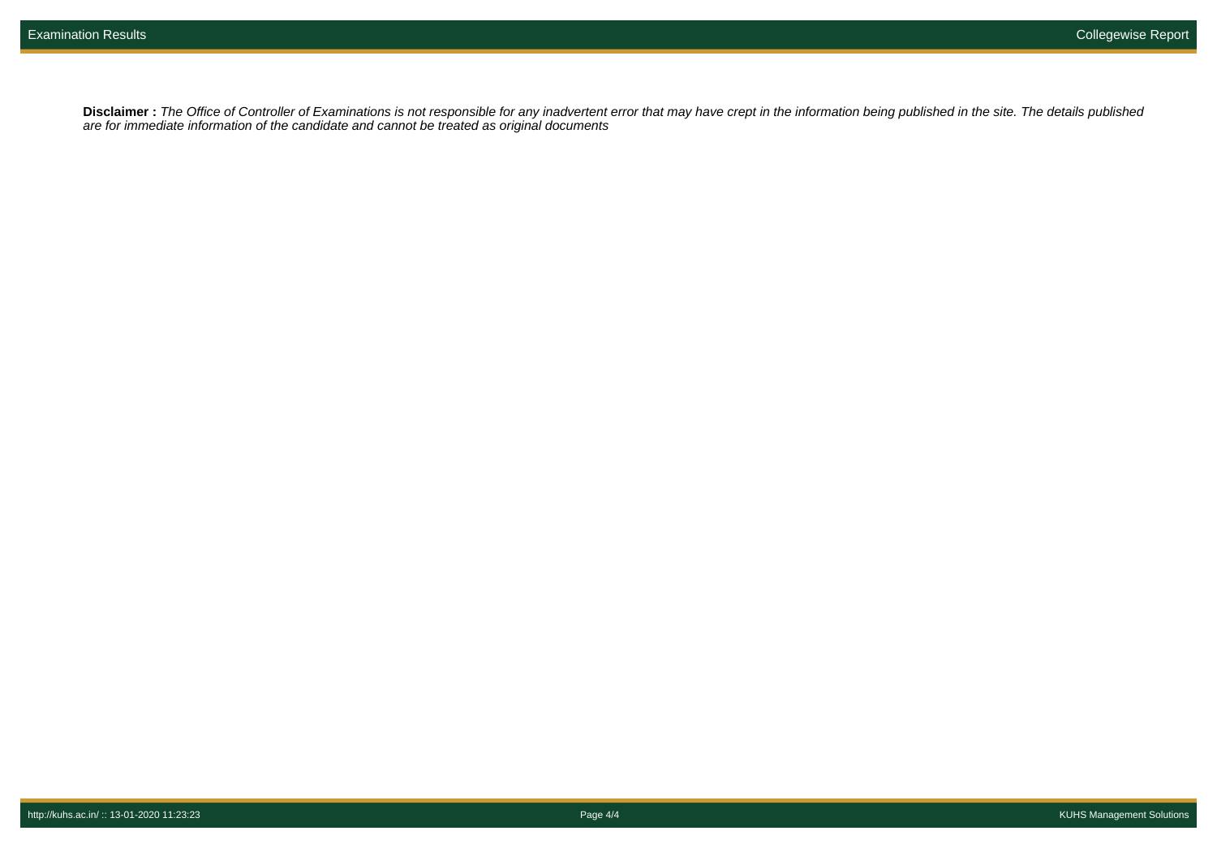**Disclaimer :** *The Office of Controller of Examinations is not responsible for any inadvertent error that may have crept in the information being published in the site. The details published are for immediate information of the candidate and cannot be treated as original documents*